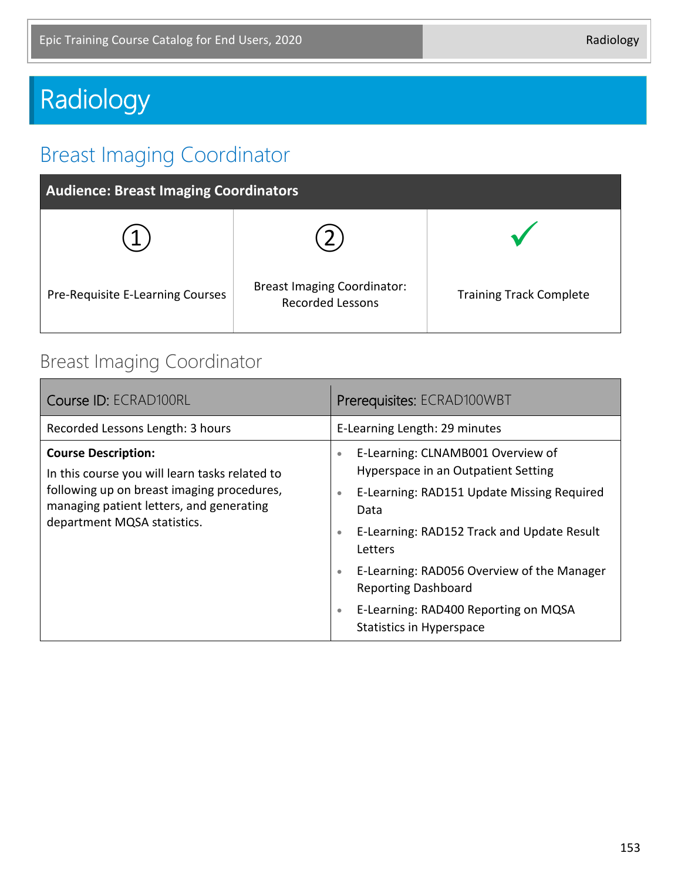# Radiology

## Breast Imaging Coordinator

| Audience: Breast Imaging Coordinators | | |
|---|---|---|
| ① Pre-Requisite E-Learning Courses | ② Breast Imaging Coordinator: Recorded Lessons | ✓ Training Track Complete |

### Breast Imaging Coordinator

| Course ID: ECRAD100RL | Prerequisites: ECRAD100WBT |
|---|---|
| Recorded Lessons Length: 3 hours | E-Learning Length: 29 minutes |
| **Course Description:** In this course you will learn tasks related to following up on breast imaging procedures, managing patient letters, and generating department MQSA statistics. | • E-Learning: CLNAMB001 Overview of Hyperspace in an Outpatient Setting<br>• E-Learning: RAD151 Update Missing Required Data<br>• E-Learning: RAD152 Track and Update Result Letters<br>• E-Learning: RAD056 Overview of the Manager Reporting Dashboard<br>• E-Learning: RAD400 Reporting on MQSA Statistics in Hyperspace |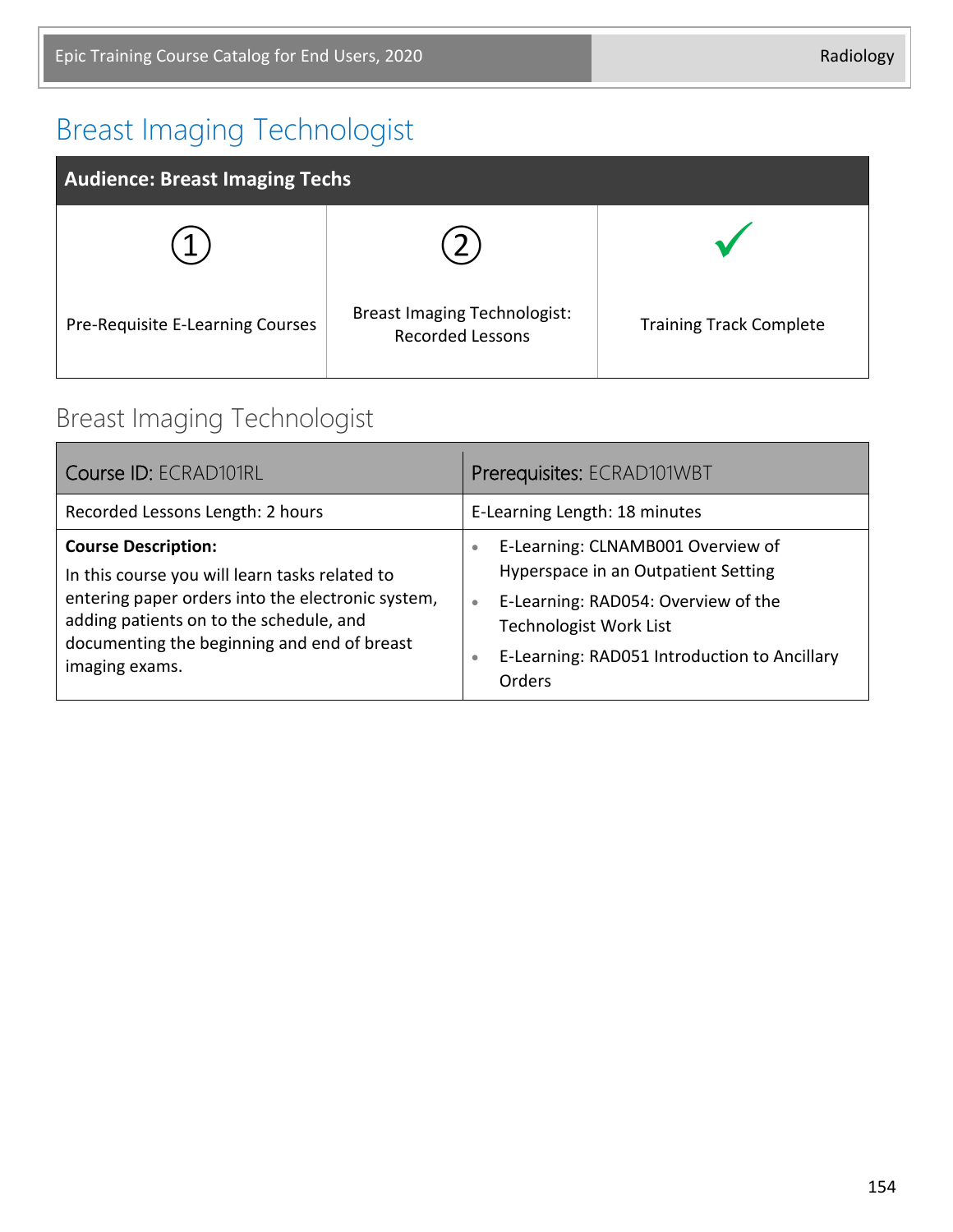# Breast Imaging Technologist

| Audience: Breast Imaging Techs | | |
|---|---|---|
| ① | ② | ✓ |
| Pre-Requisite E-Learning Courses | Breast Imaging Technologist: Recorded Lessons | Training Track Complete |

## Breast Imaging Technologist

| Course ID: ECRAD101RL | Prerequisites: ECRAD101WBT |
|---|---|
| Recorded Lessons Length: 2 hours | E-Learning Length: 18 minutes |
| **Course Description:** In this course you will learn tasks related to entering paper orders into the electronic system, adding patients on to the schedule, and documenting the beginning and end of breast imaging exams. | • E-Learning: CLNAMB001 Overview of Hyperspace in an Outpatient Setting<br>• E-Learning: RAD054: Overview of the Technologist Work List<br>• E-Learning: RAD051 Introduction to Ancillary Orders |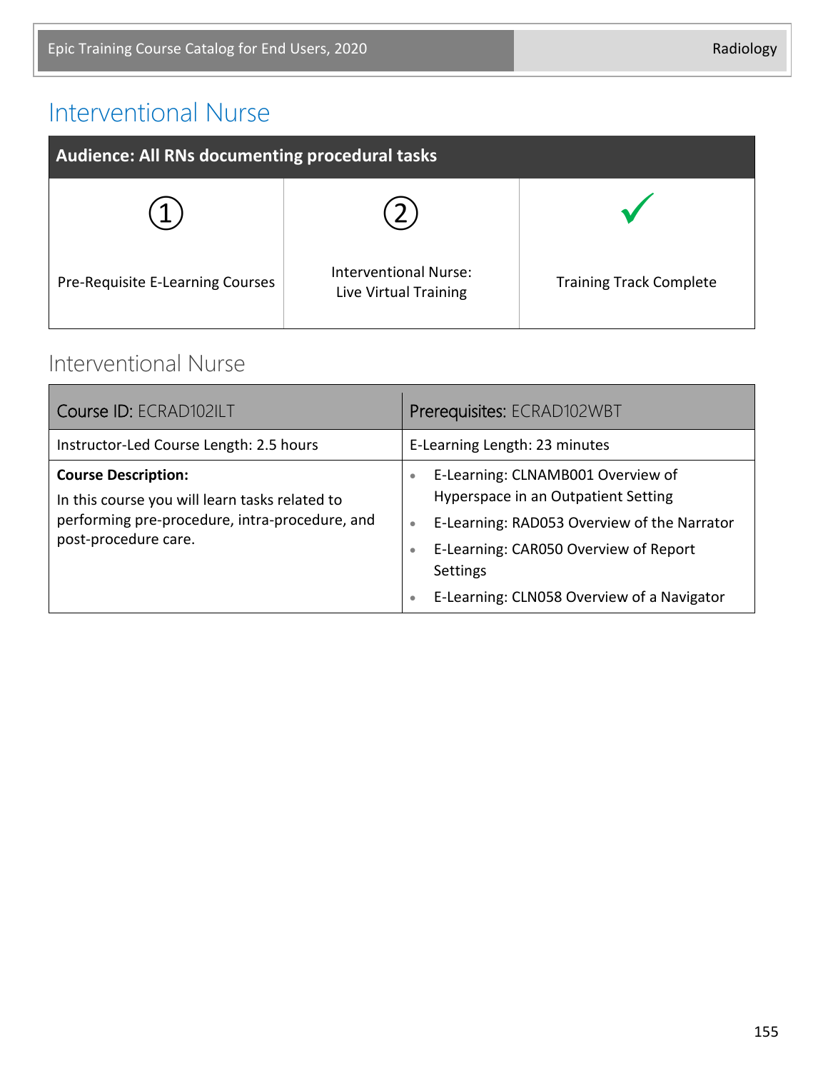# Interventional Nurse

| Audience: All RNs documenting procedural tasks | | |
|---|---|---|
| ① Pre-Requisite E-Learning Courses | ② Interventional Nurse: Live Virtual Training | ✓ Training Track Complete |

## Interventional Nurse

| Course ID: ECRAD102ILT | Prerequisites: ECRAD102WBT |
|---|---|
| Instructor-Led Course Length: 2.5 hours | E-Learning Length: 23 minutes |
| **Course Description:** In this course you will learn tasks related to performing pre-procedure, intra-procedure, and post-procedure care. | • E-Learning: CLNAMB001 Overview of Hyperspace in an Outpatient Setting<br>• E-Learning: RAD053 Overview of the Narrator<br>• E-Learning: CAR050 Overview of Report Settings<br>• E-Learning: CLN058 Overview of a Navigator |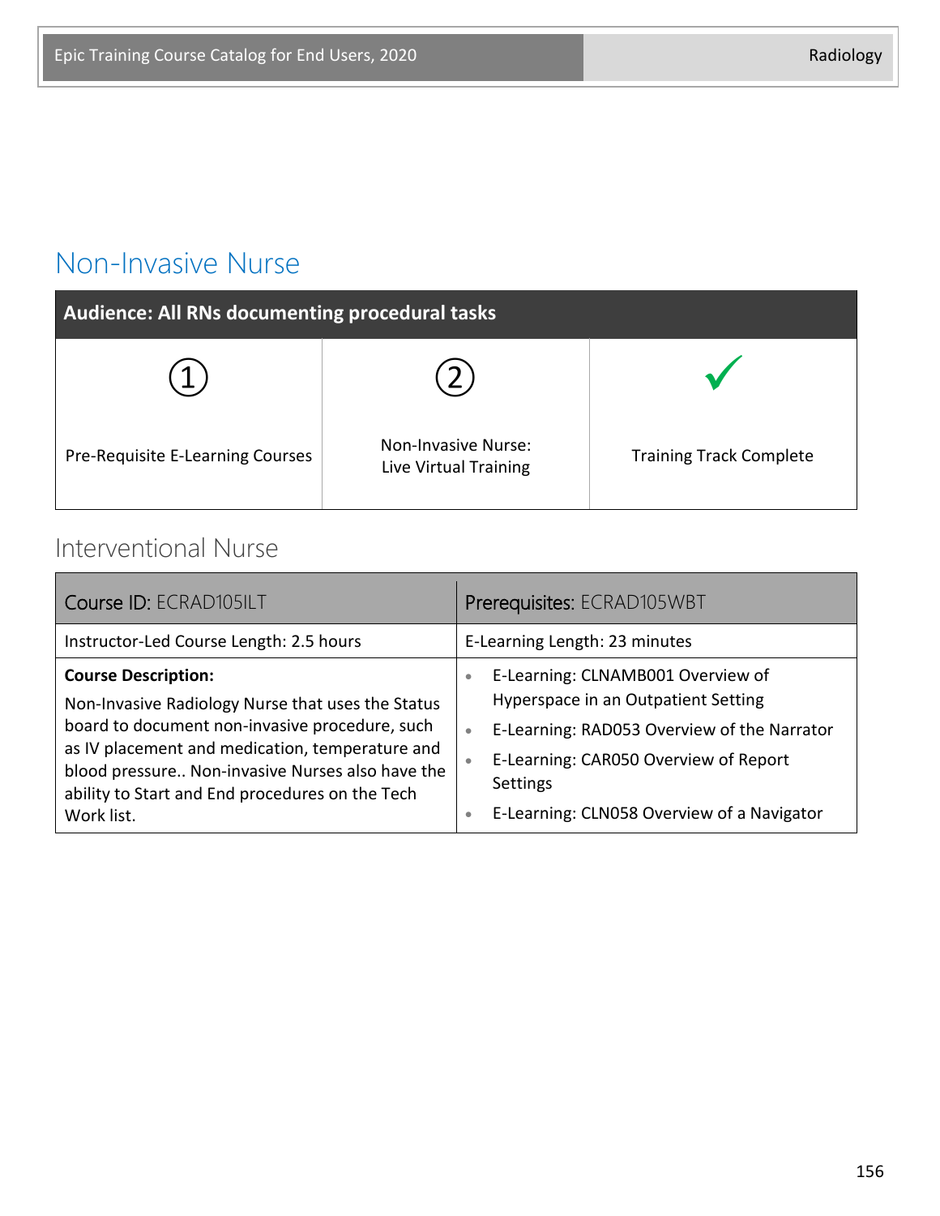## Non-Invasive Nurse

| Audience: All RNs documenting procedural tasks | | |
|---|---|---|
| ① | ② | ✓ |
| Pre-Requisite E-Learning Courses | Non-Invasive Nurse: Live Virtual Training | Training Track Complete |

### Interventional Nurse

| Course ID: ECRAD105ILT | Prerequisites: ECRAD105WBT |
|---|---|
| Instructor-Led Course Length: 2.5 hours | E-Learning Length: 23 minutes |
| **Course Description:**<br>Non-Invasive Radiology Nurse that uses the Status board to document non-invasive procedure, such as IV placement and medication, temperature and blood pressure.. Non-invasive Nurses also have the ability to Start and End procedures on the Tech Work list. | • E-Learning: CLNAMB001 Overview of Hyperspace in an Outpatient Setting<br>• E-Learning: RAD053 Overview of the Narrator<br>• E-Learning: CAR050 Overview of Report Settings<br>• E-Learning: CLN058 Overview of a Navigator |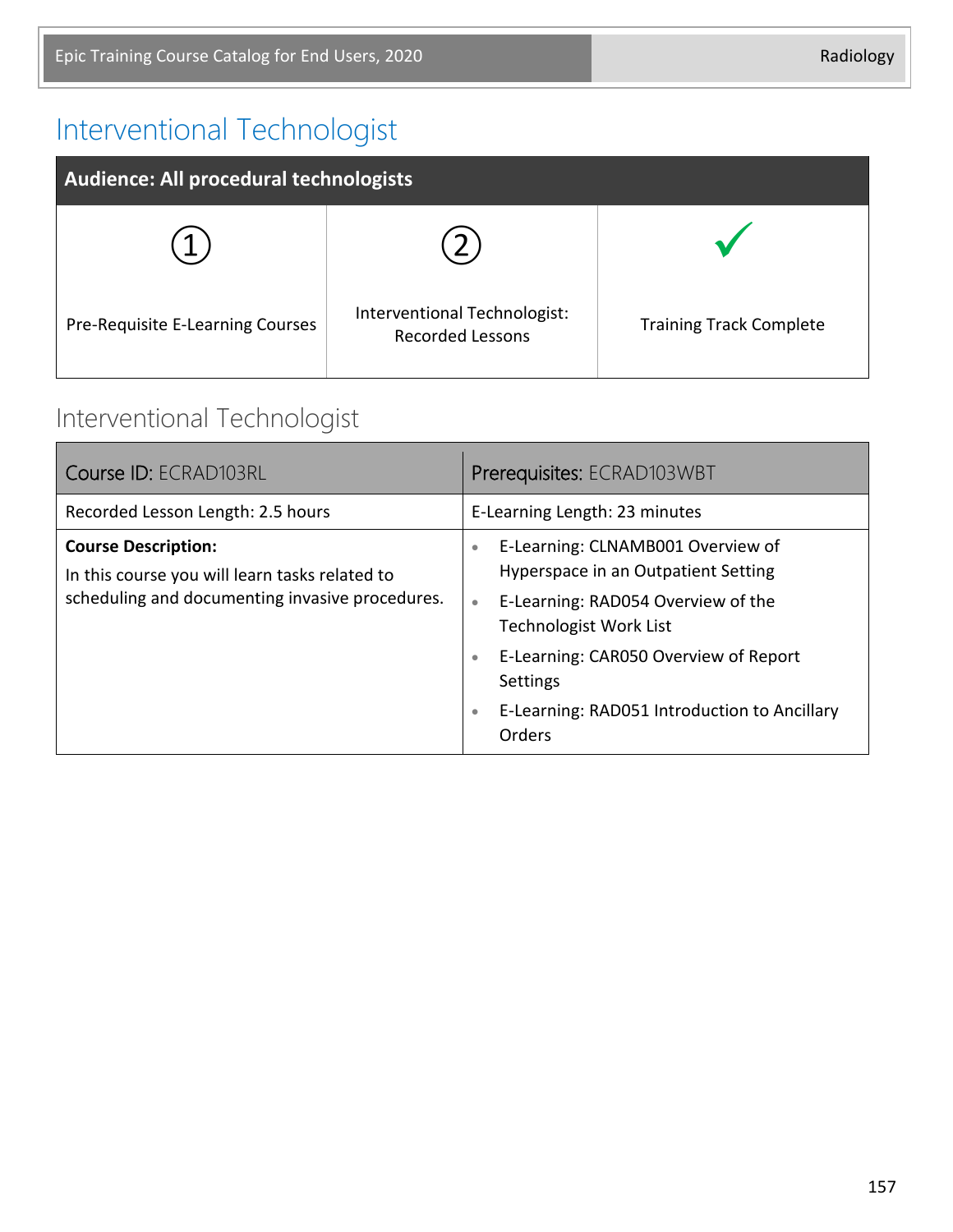# Interventional Technologist

| Audience: All procedural technologists | | |
|---|---|---|
| ① | ② | ✓ |
| Pre-Requisite E-Learning Courses | Interventional Technologist: Recorded Lessons | Training Track Complete |

## Interventional Technologist

| Course ID: ECRAD103RL | Prerequisites: ECRAD103WBT |
|---|---|
| Recorded Lesson Length: 2.5 hours | E-Learning Length: 23 minutes |
| **Course Description:** In this course you will learn tasks related to scheduling and documenting invasive procedures. | • E-Learning: CLNAMB001 Overview of Hyperspace in an Outpatient Setting<br>• E-Learning: RAD054 Overview of the Technologist Work List<br>• E-Learning: CAR050 Overview of Report Settings<br>• E-Learning: RAD051 Introduction to Ancillary Orders |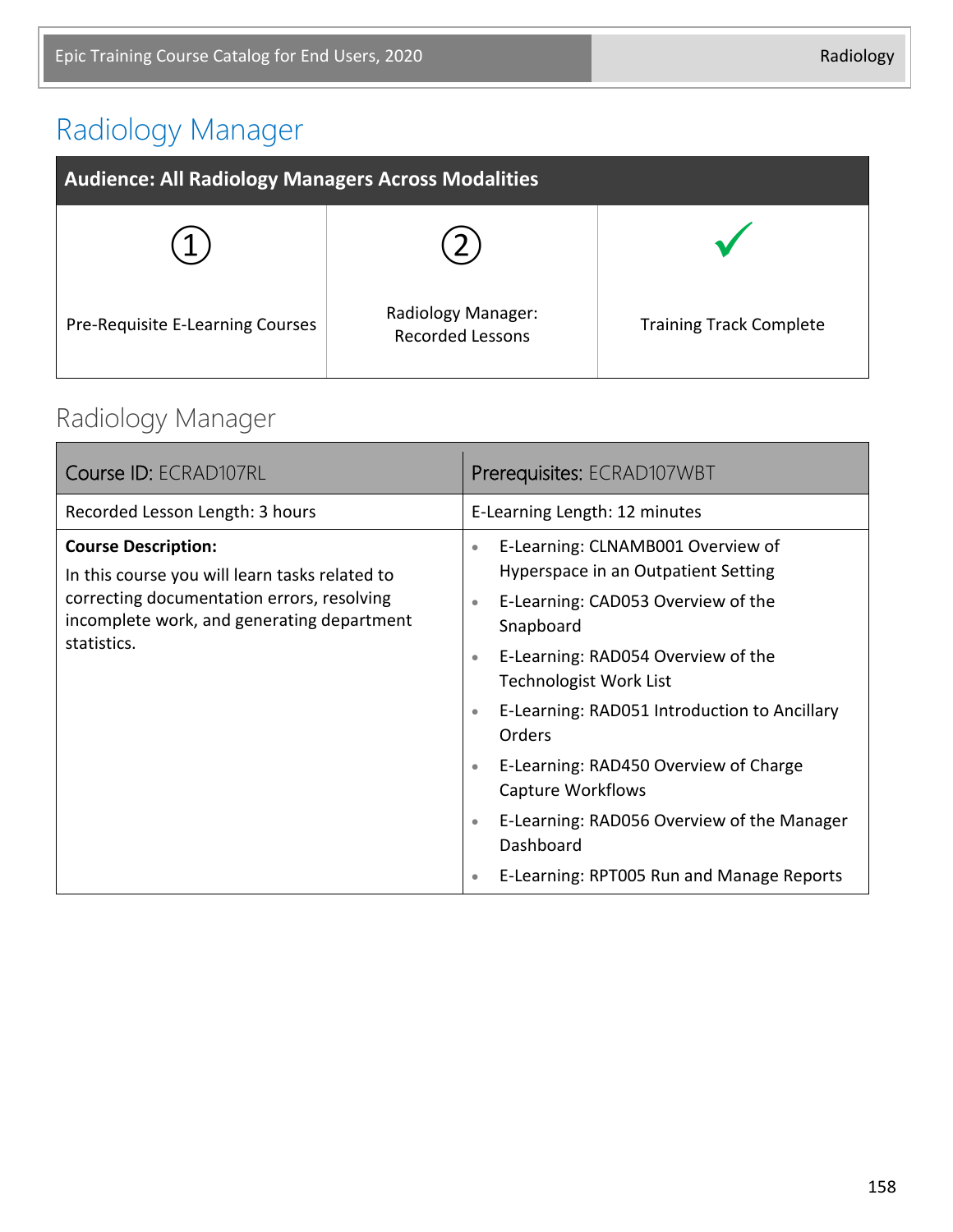# Radiology Manager

| Audience: All Radiology Managers Across Modalities | | |
|---|---|---|
| ① | ② | ✓ |
| Pre-Requisite E-Learning Courses | Radiology Manager: Recorded Lessons | Training Track Complete |

## Radiology Manager

| Course ID: ECRAD107RL | Prerequisites: ECRAD107WBT |
|---|---|
| Recorded Lesson Length: 3 hours | E-Learning Length: 12 minutes |
| **Course Description:** In this course you will learn tasks related to correcting documentation errors, resolving incomplete work, and generating department statistics. | • E-Learning: CLNAMB001 Overview of Hyperspace in an Outpatient Setting<br>• E-Learning: CAD053 Overview of the Snapboard<br>• E-Learning: RAD054 Overview of the Technologist Work List<br>• E-Learning: RAD051 Introduction to Ancillary Orders<br>• E-Learning: RAD450 Overview of Charge Capture Workflows<br>• E-Learning: RAD056 Overview of the Manager Dashboard<br>• E-Learning: RPT005 Run and Manage Reports |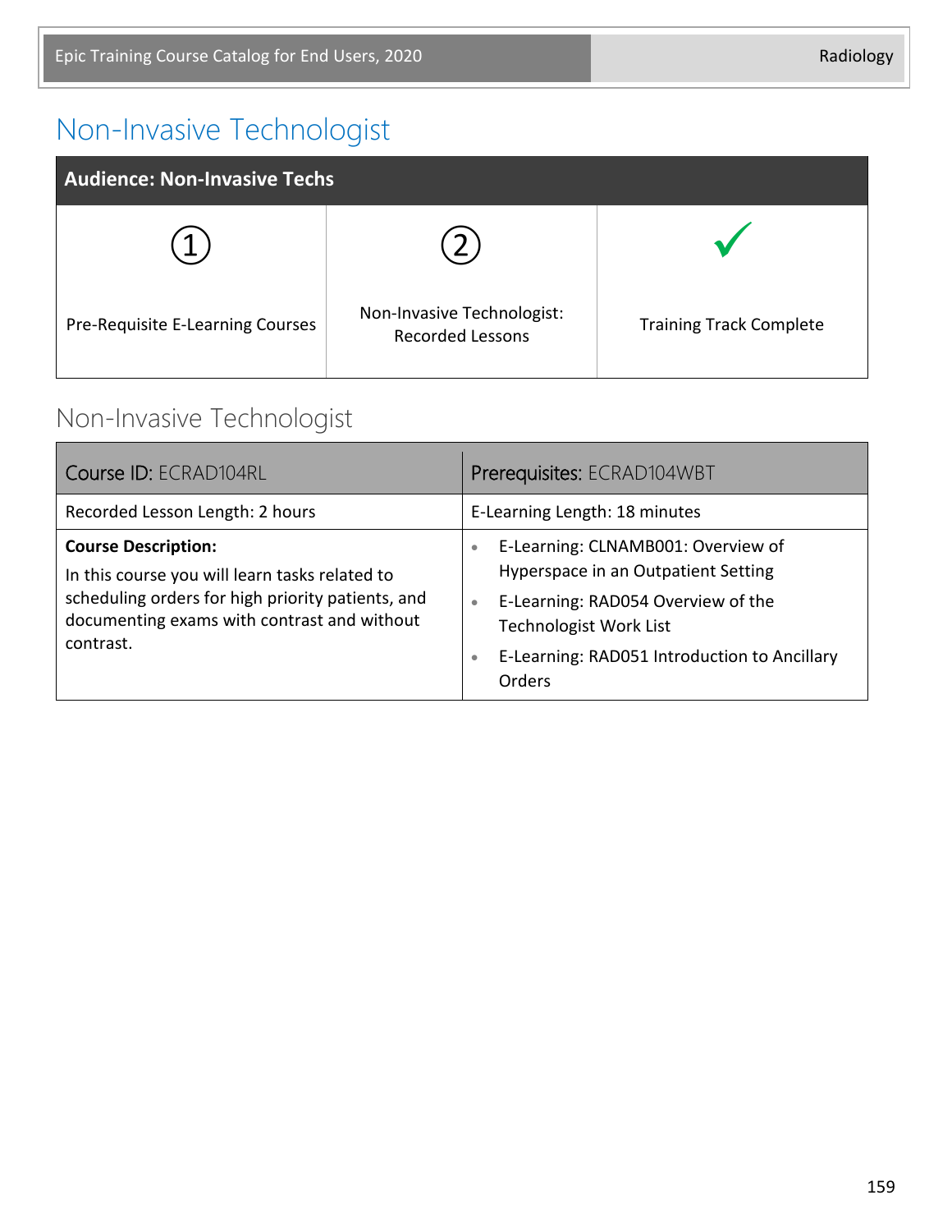# Non-Invasive Technologist

| Audience: Non-Invasive Techs | | |
|---|---|---|
| ① Pre-Requisite E-Learning Courses | ② Non-Invasive Technologist: Recorded Lessons | ✓ Training Track Complete |

## Non-Invasive Technologist

| Course ID: ECRAD104RL | Prerequisites: ECRAD104WBT |
|---|---|
| Recorded Lesson Length: 2 hours | E-Learning Length: 18 minutes |
| **Course Description:** In this course you will learn tasks related to scheduling orders for high priority patients, and documenting exams with contrast and without contrast. | • E-Learning: CLNAMB001: Overview of Hyperspace in an Outpatient Setting<br>• E-Learning: RAD054 Overview of the Technologist Work List<br>• E-Learning: RAD051 Introduction to Ancillary Orders |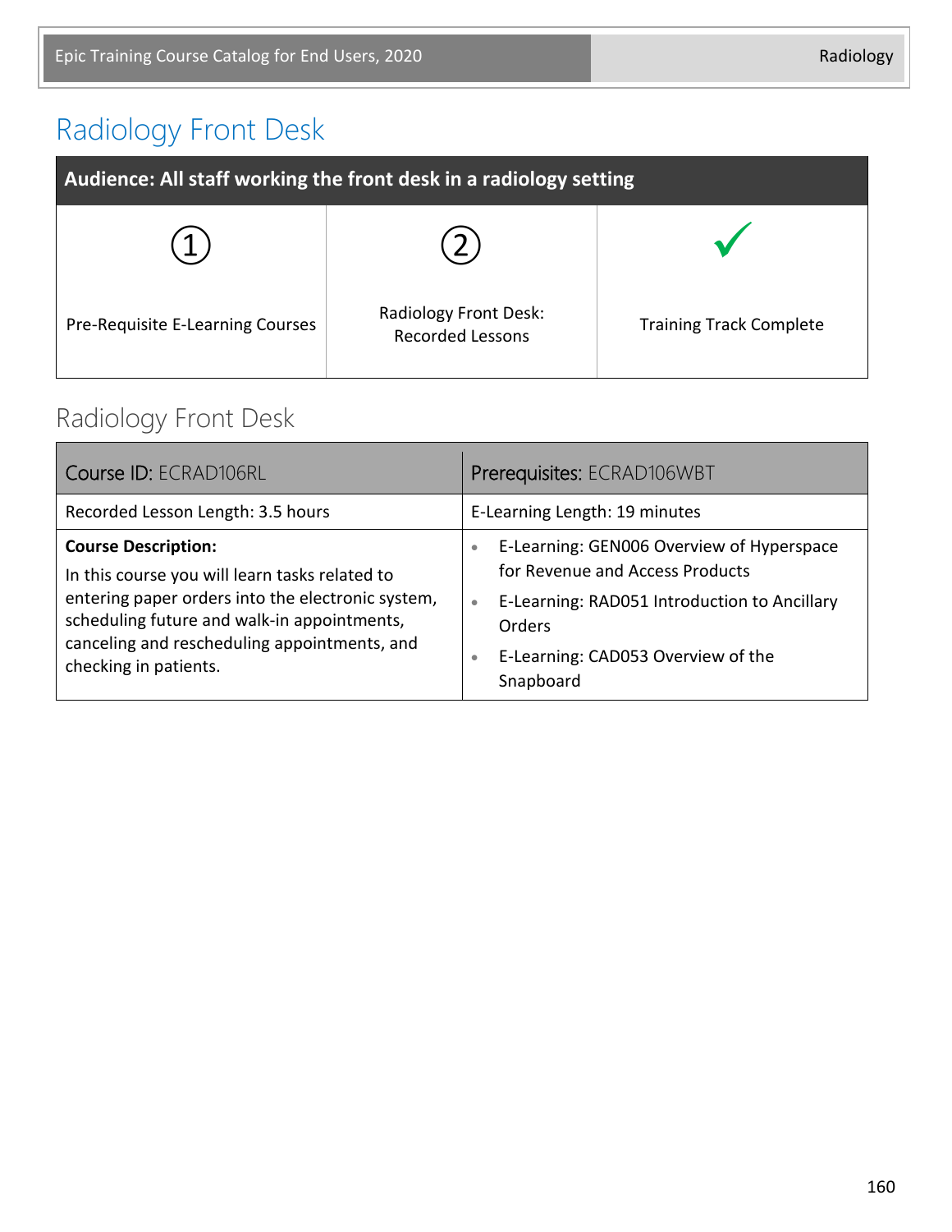# Radiology Front Desk

| Audience: All staff working the front desk in a radiology setting | | |
|---|---|---|
| ① Pre-Requisite E-Learning Courses | ② Radiology Front Desk: Recorded Lessons | ✓ Training Track Complete |

## Radiology Front Desk

| Course ID: ECRAD106RL | Prerequisites: ECRAD106WBT |
|---|---|
| Recorded Lesson Length: 3.5 hours | E-Learning Length: 19 minutes |
| **Course Description:** In this course you will learn tasks related to entering paper orders into the electronic system, scheduling future and walk-in appointments, canceling and rescheduling appointments, and checking in patients. | • E-Learning: GEN006 Overview of Hyperspace for Revenue and Access Products<br>• E-Learning: RAD051 Introduction to Ancillary Orders<br>• E-Learning: CAD053 Overview of the Snapboard |